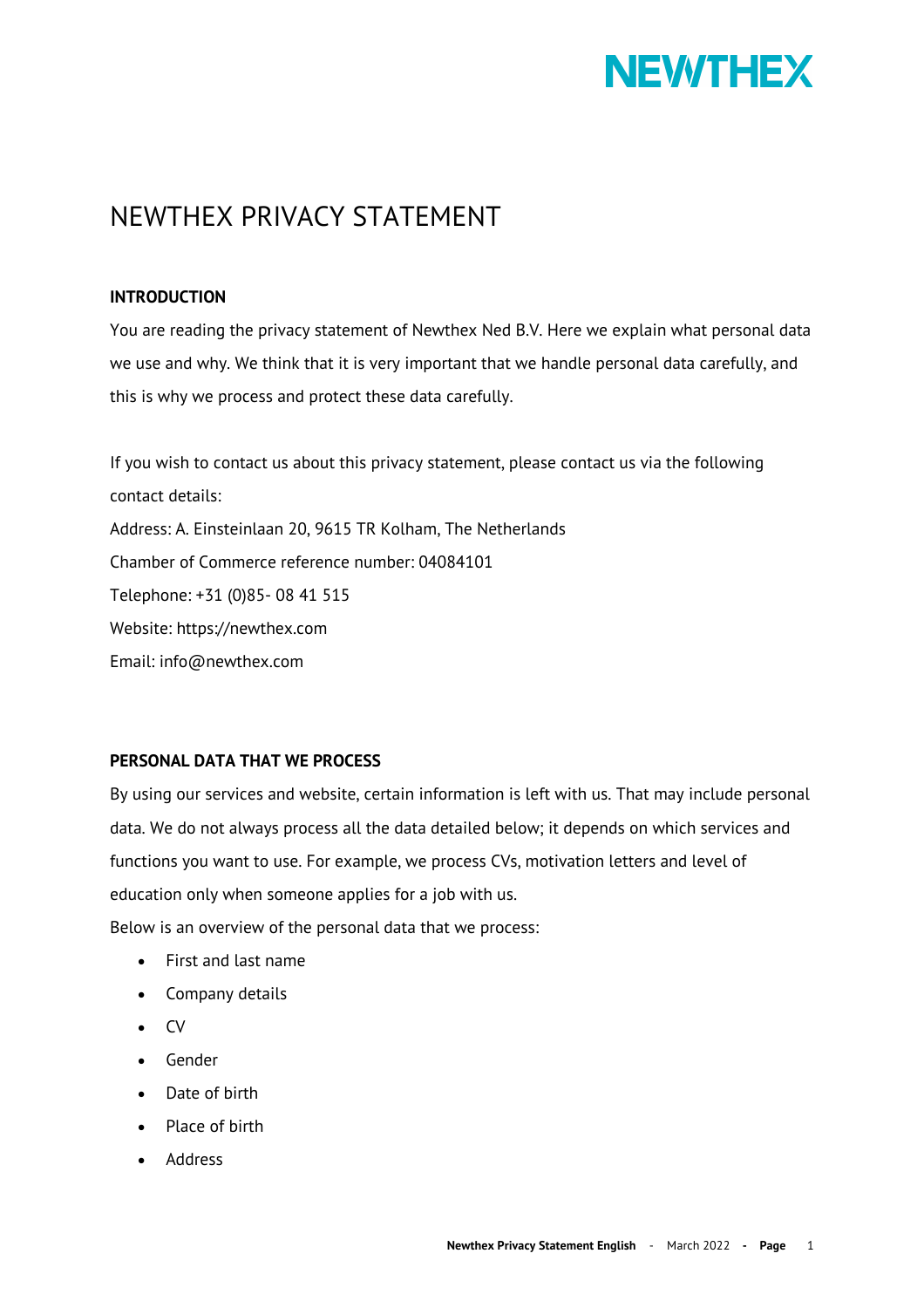# NEWTHEX PRIVACY STATEMENT

## INTRODUCTION

You are reading the privacy statement of Newthex Ned B.V. Here we explain what personal data we use and why. We think that it is very important that we handle personal data carefully, and this is why we process and protect these data carefully.

If you wish to contact us about this privacy statement, please contact us via the following contact details:
Address: A. Einsteinlaan 20, 9615 TR Kolham, The Netherlands
Chamber of Commerce reference number: 04084101
Telephone: +31 (0)85- 08 41 515
Website: https://newthex.com
Email: info@newthex.com

## PERSONAL DATA THAT WE PROCESS

By using our services and website, certain information is left with us. That may include personal data. We do not always process all the data detailed below; it depends on which services and functions you want to use. For example, we process CVs, motivation letters and level of education only when someone applies for a job with us.
Below is an overview of the personal data that we process:

- First and last name
- Company details
- CV
- Gender
- Date of birth
- Place of birth
- Address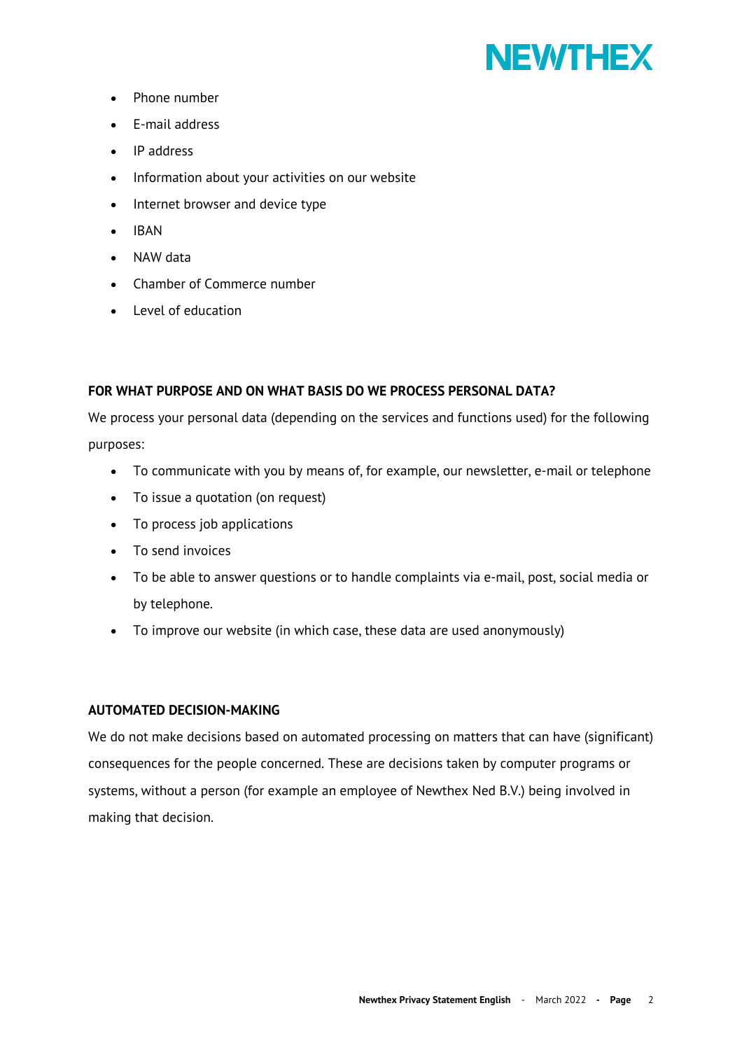- Phone number
- E-mail address
- IP address
- Information about your activities on our website
- Internet browser and device type
- IBAN
- NAW data
- Chamber of Commerce number
- Level of education

## FOR WHAT PURPOSE AND ON WHAT BASIS DO WE PROCESS PERSONAL DATA?

We process your personal data (depending on the services and functions used) for the following purposes:

- To communicate with you by means of, for example, our newsletter, e-mail or telephone
- To issue a quotation (on request)
- To process job applications
- To send invoices
- To be able to answer questions or to handle complaints via e-mail, post, social media or by telephone.
- To improve our website (in which case, these data are used anonymously)

## AUTOMATED DECISION-MAKING

We do not make decisions based on automated processing on matters that can have (significant) consequences for the people concerned. These are decisions taken by computer programs or systems, without a person (for example an employee of Newthex Ned B.V.) being involved in making that decision.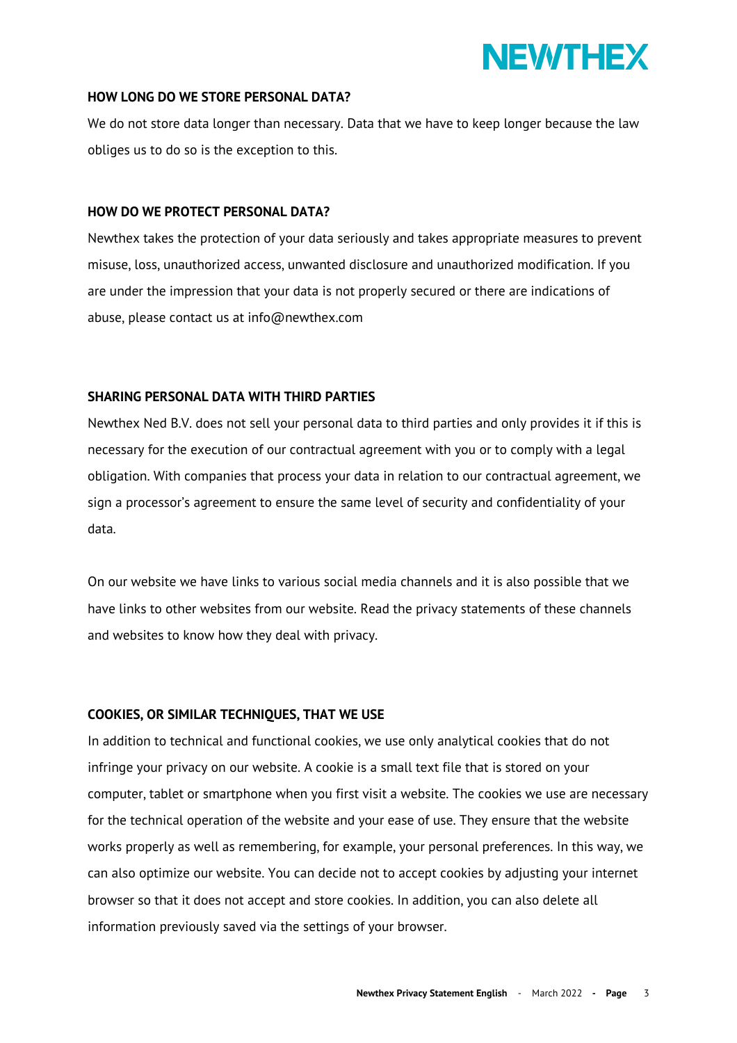## HOW LONG DO WE STORE PERSONAL DATA?

We do not store data longer than necessary. Data that we have to keep longer because the law obliges us to do so is the exception to this.

## HOW DO WE PROTECT PERSONAL DATA?

Newthex takes the protection of your data seriously and takes appropriate measures to prevent misuse, loss, unauthorized access, unwanted disclosure and unauthorized modification. If you are under the impression that your data is not properly secured or there are indications of abuse, please contact us at info@newthex.com

## SHARING PERSONAL DATA WITH THIRD PARTIES

Newthex Ned B.V. does not sell your personal data to third parties and only provides it if this is necessary for the execution of our contractual agreement with you or to comply with a legal obligation. With companies that process your data in relation to our contractual agreement, we sign a processor's agreement to ensure the same level of security and confidentiality of your data.

On our website we have links to various social media channels and it is also possible that we have links to other websites from our website. Read the privacy statements of these channels and websites to know how they deal with privacy.

## COOKIES, OR SIMILAR TECHNIQUES, THAT WE USE

In addition to technical and functional cookies, we use only analytical cookies that do not infringe your privacy on our website. A cookie is a small text file that is stored on your computer, tablet or smartphone when you first visit a website. The cookies we use are necessary for the technical operation of the website and your ease of use. They ensure that the website works properly as well as remembering, for example, your personal preferences. In this way, we can also optimize our website. You can decide not to accept cookies by adjusting your internet browser so that it does not accept and store cookies. In addition, you can also delete all information previously saved via the settings of your browser.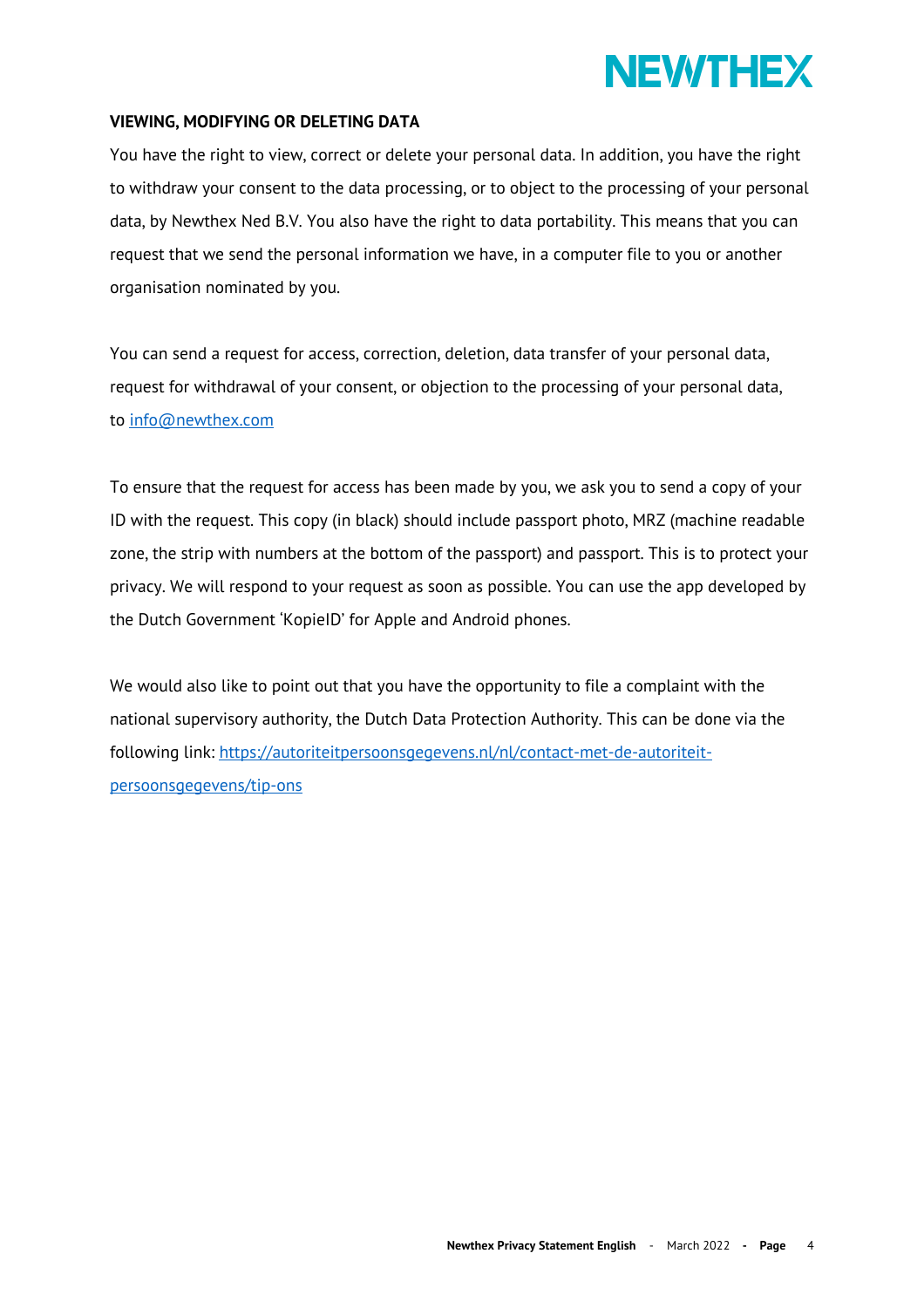### VIEWING, MODIFYING OR DELETING DATA

You have the right to view, correct or delete your personal data. In addition, you have the right to withdraw your consent to the data processing, or to object to the processing of your personal data, by Newthex Ned B.V. You also have the right to data portability. This means that you can request that we send the personal information we have, in a computer file to you or another organisation nominated by you.

You can send a request for access, correction, deletion, data transfer of your personal data, request for withdrawal of your consent, or objection to the processing of your personal data, to [info@newthex.com](mailto:info@newthex.com)

To ensure that the request for access has been made by you, we ask you to send a copy of your ID with the request. This copy (in black) should include passport photo, MRZ (machine readable zone, the strip with numbers at the bottom of the passport) and passport. This is to protect your privacy. We will respond to your request as soon as possible. You can use the app developed by the Dutch Government 'KopieID' for Apple and Android phones.

We would also like to point out that you have the opportunity to file a complaint with the national supervisory authority, the Dutch Data Protection Authority. This can be done via the following link: [https://autoriteitpersoonsgegevens.nl/nl/contact-met-de-autoriteit-persoonsgegevens/tip-ons](https://autoriteitpersoonsgegevens.nl/nl/contact-met-de-autoriteit-persoonsgegevens/tip-ons)